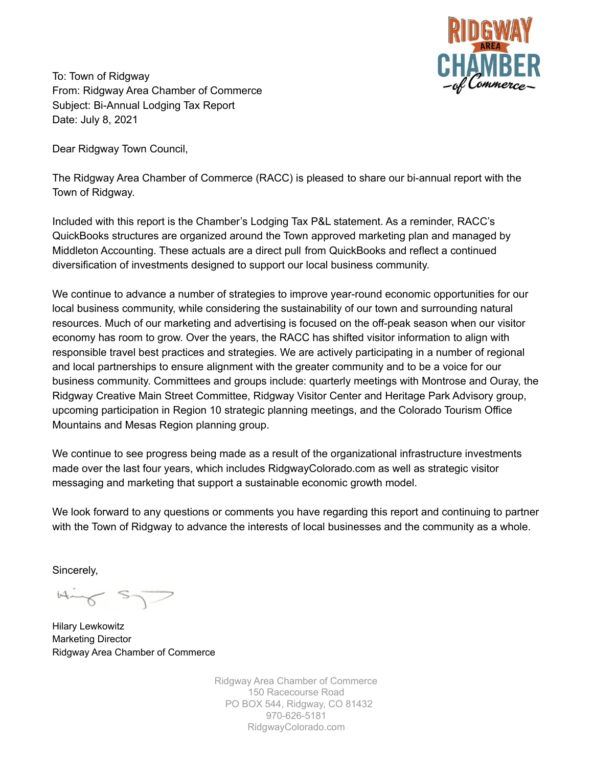RIDGWAY AREA CHAMBER of Commerce

To: Town of Ridgway
From: Ridgway Area Chamber of Commerce
Subject: Bi-Annual Lodging Tax Report
Date: July 8, 2021

Dear Ridgway Town Council,

The Ridgway Area Chamber of Commerce (RACC) is pleased to share our bi-annual report with the Town of Ridgway.

Included with this report is the Chamber's Lodging Tax P&L statement. As a reminder, RACC's QuickBooks structures are organized around the Town approved marketing plan and managed by Middleton Accounting. These actuals are a direct pull from QuickBooks and reflect a continued diversification of investments designed to support our local business community.

We continue to advance a number of strategies to improve year-round economic opportunities for our local business community, while considering the sustainability of our town and surrounding natural resources. Much of our marketing and advertising is focused on the off-peak season when our visitor economy has room to grow. Over the years, the RACC has shifted visitor information to align with responsible travel best practices and strategies. We are actively participating in a number of regional and local partnerships to ensure alignment with the greater community and to be a voice for our business community. Committees and groups include: quarterly meetings with Montrose and Ouray, the Ridgway Creative Main Street Committee, Ridgway Visitor Center and Heritage Park Advisory group, upcoming participation in Region 10 strategic planning meetings, and the Colorado Tourism Office Mountains and Mesas Region planning group.

We continue to see progress being made as a result of the organizational infrastructure investments made over the last four years, which includes RidgwayColorado.com as well as strategic visitor messaging and marketing that support a sustainable economic growth model.

We look forward to any questions or comments you have regarding this report and continuing to partner with the Town of Ridgway to advance the interests of local businesses and the community as a whole.

Sincerely,

Hilary Lewkowitz
Marketing Director
Ridgway Area Chamber of Commerce

Ridgway Area Chamber of Commerce
150 Racecourse Road
PO BOX 544, Ridgway, CO 81432
970-626-5181
RidgwayColorado.com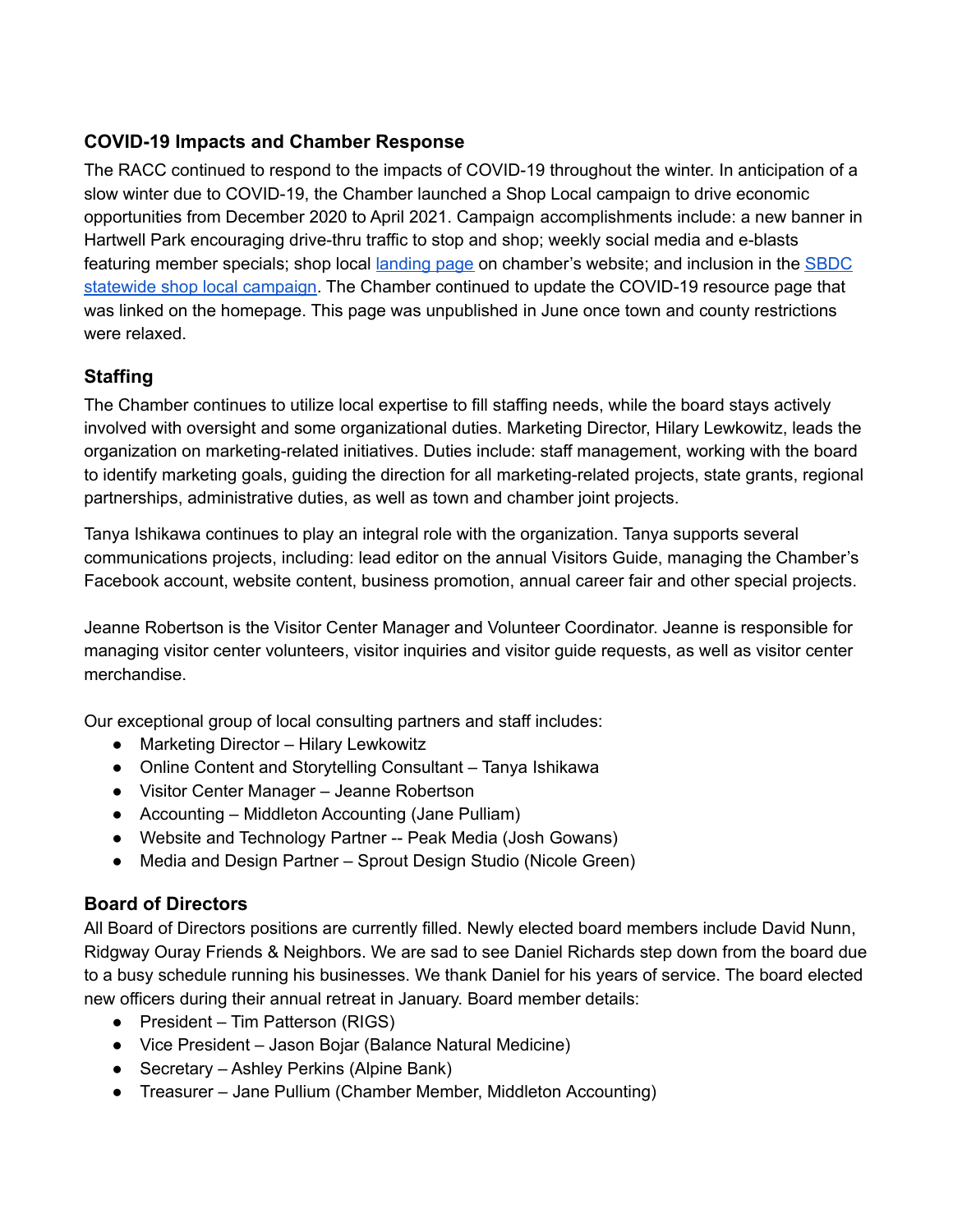## COVID-19 Impacts and Chamber Response

The RACC continued to respond to the impacts of COVID-19 throughout the winter. In anticipation of a slow winter due to COVID-19, the Chamber launched a Shop Local campaign to drive economic opportunities from December 2020 to April 2021. Campaign accomplishments include: a new banner in Hartwell Park encouraging drive-thru traffic to stop and shop; weekly social media and e-blasts featuring member specials; shop local landing page on chamber's website; and inclusion in the SBDC statewide shop local campaign. The Chamber continued to update the COVID-19 resource page that was linked on the homepage. This page was unpublished in June once town and county restrictions were relaxed.

## Staffing

The Chamber continues to utilize local expertise to fill staffing needs, while the board stays actively involved with oversight and some organizational duties. Marketing Director, Hilary Lewkowitz, leads the organization on marketing-related initiatives. Duties include: staff management, working with the board to identify marketing goals, guiding the direction for all marketing-related projects, state grants, regional partnerships, administrative duties, as well as town and chamber joint projects.

Tanya Ishikawa continues to play an integral role with the organization. Tanya supports several communications projects, including: lead editor on the annual Visitors Guide, managing the Chamber's Facebook account, website content, business promotion, annual career fair and other special projects.

Jeanne Robertson is the Visitor Center Manager and Volunteer Coordinator. Jeanne is responsible for managing visitor center volunteers, visitor inquiries and visitor guide requests, as well as visitor center merchandise.

Our exceptional group of local consulting partners and staff includes:

- Marketing Director – Hilary Lewkowitz
- Online Content and Storytelling Consultant – Tanya Ishikawa
- Visitor Center Manager – Jeanne Robertson
- Accounting – Middleton Accounting (Jane Pulliam)
- Website and Technology Partner -- Peak Media (Josh Gowans)
- Media and Design Partner – Sprout Design Studio (Nicole Green)

## Board of Directors

All Board of Directors positions are currently filled. Newly elected board members include David Nunn, Ridgway Ouray Friends & Neighbors. We are sad to see Daniel Richards step down from the board due to a busy schedule running his businesses. We thank Daniel for his years of service. The board elected new officers during their annual retreat in January. Board member details:

- President – Tim Patterson (RIGS)
- Vice President – Jason Bojar (Balance Natural Medicine)
- Secretary – Ashley Perkins (Alpine Bank)
- Treasurer – Jane Pullium (Chamber Member, Middleton Accounting)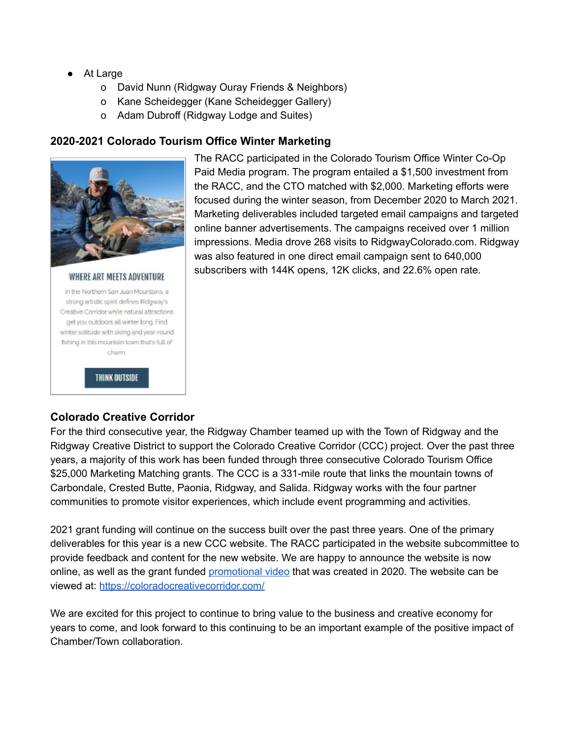- At Large
  - David Nunn (Ridgway Ouray Friends & Neighbors)
  - Kane Scheidegger (Kane Scheidegger Gallery)
  - Adam Dubroff (Ridgway Lodge and Suites)

### 2020-2021 Colorado Tourism Office Winter Marketing

WHERE ART MEETS ADVENTURE

In the Northern San Juan Mountains, a strong artistic spirit defines Ridgway's Creative Corridor while natural attractions get you outdoors all winter long. Find winter solitude with skiing and year-round fishing in this mountain town that's full of charm.

THINK OUTSIDE

The RACC participated in the Colorado Tourism Office Winter Co-Op Paid Media program. The program entailed a $1,500 investment from the RACC, and the CTO matched with $2,000. Marketing efforts were focused during the winter season, from December 2020 to March 2021. Marketing deliverables included targeted email campaigns and targeted online banner advertisements. The campaigns received over 1 million impressions. Media drove 268 visits to RidgwayColorado.com. Ridgway was also featured in one direct email campaign sent to 640,000 subscribers with 144K opens, 12K clicks, and 22.6% open rate.

### Colorado Creative Corridor

For the third consecutive year, the Ridgway Chamber teamed up with the Town of Ridgway and the Ridgway Creative District to support the Colorado Creative Corridor (CCC) project. Over the past three years, a majority of this work has been funded through three consecutive Colorado Tourism Office $25,000 Marketing Matching grants. The CCC is a 331-mile route that links the mountain towns of Carbondale, Crested Butte, Paonia, Ridgway, and Salida. Ridgway works with the four partner communities to promote visitor experiences, which include event programming and activities.

2021 grant funding will continue on the success built over the past three years. One of the primary deliverables for this year is a new CCC website. The RACC participated in the website subcommittee to provide feedback and content for the new website. We are happy to announce the website is now online, as well as the grant funded promotional video that was created in 2020. The website can be viewed at: https://coloradocreativecorridor.com/

We are excited for this project to continue to bring value to the business and creative economy for years to come, and look forward to this continuing to be an important example of the positive impact of Chamber/Town collaboration.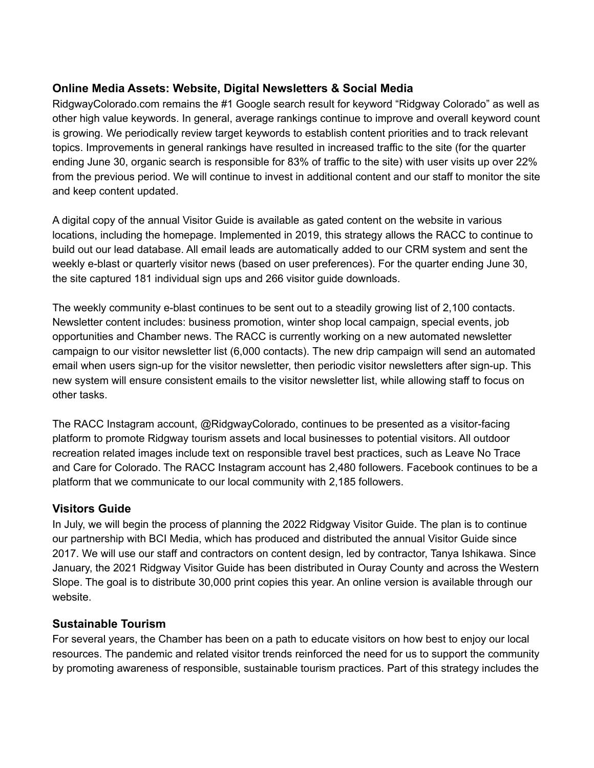## Online Media Assets: Website, Digital Newsletters & Social Media

RidgwayColorado.com remains the #1 Google search result for keyword “Ridgway Colorado” as well as other high value keywords. In general, average rankings continue to improve and overall keyword count is growing. We periodically review target keywords to establish content priorities and to track relevant topics. Improvements in general rankings have resulted in increased traffic to the site (for the quarter ending June 30, organic search is responsible for 83% of traffic to the site) with user visits up over 22% from the previous period. We will continue to invest in additional content and our staff to monitor the site and keep content updated.

A digital copy of the annual Visitor Guide is available as gated content on the website in various locations, including the homepage. Implemented in 2019, this strategy allows the RACC to continue to build out our lead database. All email leads are automatically added to our CRM system and sent the weekly e-blast or quarterly visitor news (based on user preferences). For the quarter ending June 30, the site captured 181 individual sign ups and 266 visitor guide downloads.

The weekly community e-blast continues to be sent out to a steadily growing list of 2,100 contacts. Newsletter content includes: business promotion, winter shop local campaign, special events, job opportunities and Chamber news. The RACC is currently working on a new automated newsletter campaign to our visitor newsletter list (6,000 contacts). The new drip campaign will send an automated email when users sign-up for the visitor newsletter, then periodic visitor newsletters after sign-up. This new system will ensure consistent emails to the visitor newsletter list, while allowing staff to focus on other tasks.

The RACC Instagram account, @RidgwayColorado, continues to be presented as a visitor-facing platform to promote Ridgway tourism assets and local businesses to potential visitors. All outdoor recreation related images include text on responsible travel best practices, such as Leave No Trace and Care for Colorado. The RACC Instagram account has 2,480 followers. Facebook continues to be a platform that we communicate to our local community with 2,185 followers.

## Visitors Guide

In July, we will begin the process of planning the 2022 Ridgway Visitor Guide. The plan is to continue our partnership with BCI Media, which has produced and distributed the annual Visitor Guide since 2017. We will use our staff and contractors on content design, led by contractor, Tanya Ishikawa. Since January, the 2021 Ridgway Visitor Guide has been distributed in Ouray County and across the Western Slope. The goal is to distribute 30,000 print copies this year. An online version is available through our website.

## Sustainable Tourism

For several years, the Chamber has been on a path to educate visitors on how best to enjoy our local resources. The pandemic and related visitor trends reinforced the need for us to support the community by promoting awareness of responsible, sustainable tourism practices. Part of this strategy includes the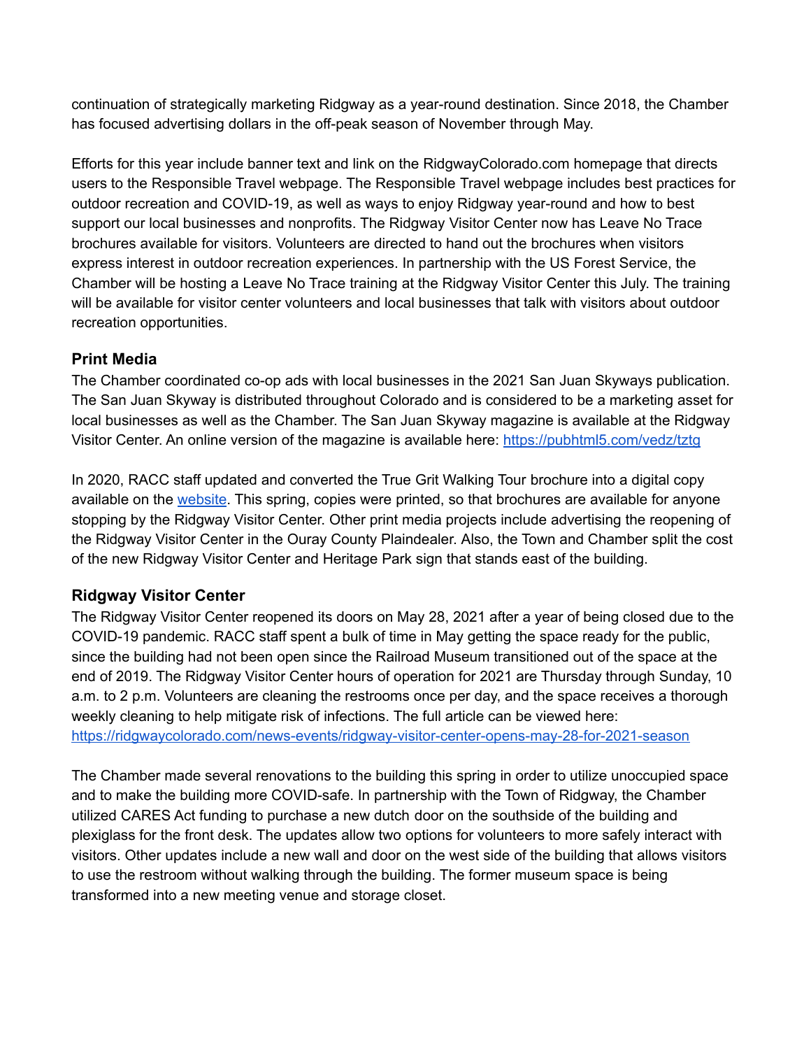continuation of strategically marketing Ridgway as a year-round destination. Since 2018, the Chamber has focused advertising dollars in the off-peak season of November through May.

Efforts for this year include banner text and link on the RidgwayColorado.com homepage that directs users to the Responsible Travel webpage. The Responsible Travel webpage includes best practices for outdoor recreation and COVID-19, as well as ways to enjoy Ridgway year-round and how to best support our local businesses and nonprofits. The Ridgway Visitor Center now has Leave No Trace brochures available for visitors. Volunteers are directed to hand out the brochures when visitors express interest in outdoor recreation experiences. In partnership with the US Forest Service, the Chamber will be hosting a Leave No Trace training at the Ridgway Visitor Center this July. The training will be available for visitor center volunteers and local businesses that talk with visitors about outdoor recreation opportunities.

### Print Media

The Chamber coordinated co-op ads with local businesses in the 2021 San Juan Skyways publication. The San Juan Skyway is distributed throughout Colorado and is considered to be a marketing asset for local businesses as well as the Chamber. The San Juan Skyway magazine is available at the Ridgway Visitor Center. An online version of the magazine is available here: [https://pubhtml5.com/vedz/tztg](https://pubhtml5.com/vedz/tztg)

In 2020, RACC staff updated and converted the True Grit Walking Tour brochure into a digital copy available on the [website](). This spring, copies were printed, so that brochures are available for anyone stopping by the Ridgway Visitor Center. Other print media projects include advertising the reopening of the Ridgway Visitor Center in the Ouray County Plaindealer. Also, the Town and Chamber split the cost of the new Ridgway Visitor Center and Heritage Park sign that stands east of the building.

### Ridgway Visitor Center

The Ridgway Visitor Center reopened its doors on May 28, 2021 after a year of being closed due to the COVID-19 pandemic. RACC staff spent a bulk of time in May getting the space ready for the public, since the building had not been open since the Railroad Museum transitioned out of the space at the end of 2019. The Ridgway Visitor Center hours of operation for 2021 are Thursday through Sunday, 10 a.m. to 2 p.m. Volunteers are cleaning the restrooms once per day, and the space receives a thorough weekly cleaning to help mitigate risk of infections. The full article can be viewed here: [https://ridgwaycolorado.com/news-events/ridgway-visitor-center-opens-may-28-for-2021-season](https://ridgwaycolorado.com/news-events/ridgway-visitor-center-opens-may-28-for-2021-season)

The Chamber made several renovations to the building this spring in order to utilize unoccupied space and to make the building more COVID-safe. In partnership with the Town of Ridgway, the Chamber utilized CARES Act funding to purchase a new dutch door on the southside of the building and plexiglass for the front desk. The updates allow two options for volunteers to more safely interact with visitors. Other updates include a new wall and door on the west side of the building that allows visitors to use the restroom without walking through the building. The former museum space is being transformed into a new meeting venue and storage closet.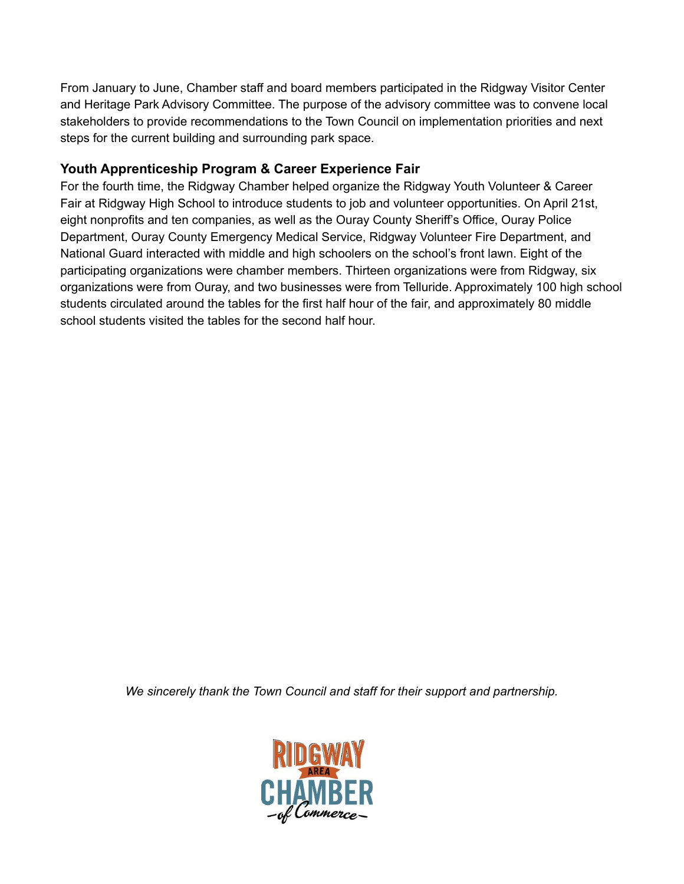From January to June, Chamber staff and board members participated in the Ridgway Visitor Center and Heritage Park Advisory Committee. The purpose of the advisory committee was to convene local stakeholders to provide recommendations to the Town Council on implementation priorities and next steps for the current building and surrounding park space.

### Youth Apprenticeship Program & Career Experience Fair

For the fourth time, the Ridgway Chamber helped organize the Ridgway Youth Volunteer & Career Fair at Ridgway High School to introduce students to job and volunteer opportunities. On April 21st, eight nonprofits and ten companies, as well as the Ouray County Sheriff's Office, Ouray Police Department, Ouray County Emergency Medical Service, Ridgway Volunteer Fire Department, and National Guard interacted with middle and high schoolers on the school's front lawn. Eight of the participating organizations were chamber members. Thirteen organizations were from Ridgway, six organizations were from Ouray, and two businesses were from Telluride. Approximately 100 high school students circulated around the tables for the first half hour of the fair, and approximately 80 middle school students visited the tables for the second half hour.

*We sincerely thank the Town Council and staff for their support and partnership.*

RIDGWAY AREA CHAMBER of Commerce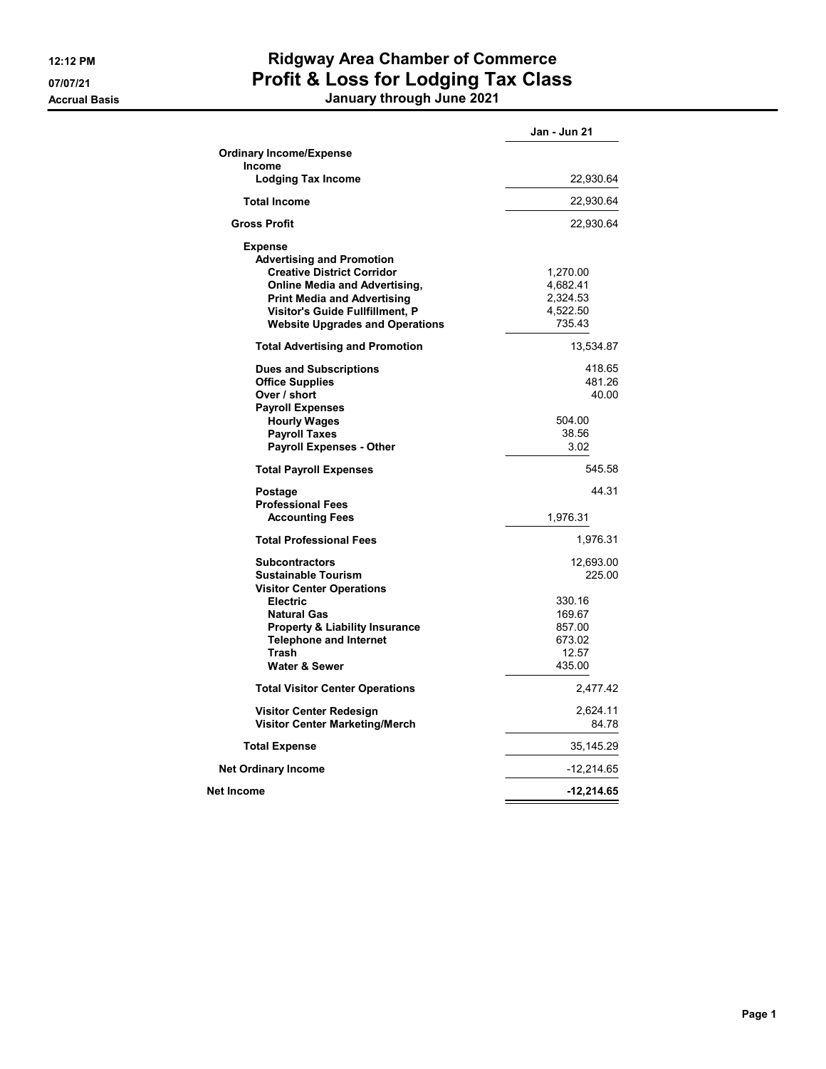12:12 PM
07/07/21
Accrual Basis

# Ridgway Area Chamber of Commerce
## Profit & Loss for Lodging Tax Class
### January through June 2021

| | | Jan - Jun 21 |
|---|---|---|
| **Ordinary Income/Expense** | | |
| **Income** | | |
| **Lodging Tax Income** | | 22,930.64 |
| **Total Income** | | 22,930.64 |
| **Gross Profit** | | 22,930.64 |
| **Expense** | | |
| **Advertising and Promotion** | | |
| **Creative District Corridor** | 1,270.00 | |
| **Online Media and Advertising,** | 4,682.41 | |
| **Print Media and Advertising** | 2,324.53 | |
| **Visitor's Guide Fullfillment, P** | 4,522.50 | |
| **Website Upgrades and Operations** | 735.43 | |
| **Total Advertising and Promotion** | | 13,534.87 |
| **Dues and Subscriptions** | | 418.65 |
| **Office Supplies** | | 481.26 |
| **Over / short** | | 40.00 |
| **Payroll Expenses** | | |
| **Hourly Wages** | 504.00 | |
| **Payroll Taxes** | 38.56 | |
| **Payroll Expenses - Other** | 3.02 | |
| **Total Payroll Expenses** | | 545.58 |
| **Postage** | | 44.31 |
| **Professional Fees** | | |
| **Accounting Fees** | 1,976.31 | |
| **Total Professional Fees** | | 1,976.31 |
| **Subcontractors** | | 12,693.00 |
| **Sustainable Tourism** | | 225.00 |
| **Visitor Center Operations** | | |
| **Electric** | 330.16 | |
| **Natural Gas** | 169.67 | |
| **Property & Liability Insurance** | 857.00 | |
| **Telephone and Internet** | 673.02 | |
| **Trash** | 12.57 | |
| **Water & Sewer** | 435.00 | |
| **Total Visitor Center Operations** | | 2,477.42 |
| **Visitor Center Redesign** | | 2,624.11 |
| **Visitor Center Marketing/Merch** | | 84.78 |
| **Total Expense** | | 35,145.29 |
| **Net Ordinary Income** | | -12,214.65 |
| **Net Income** | | **-12,214.65** |